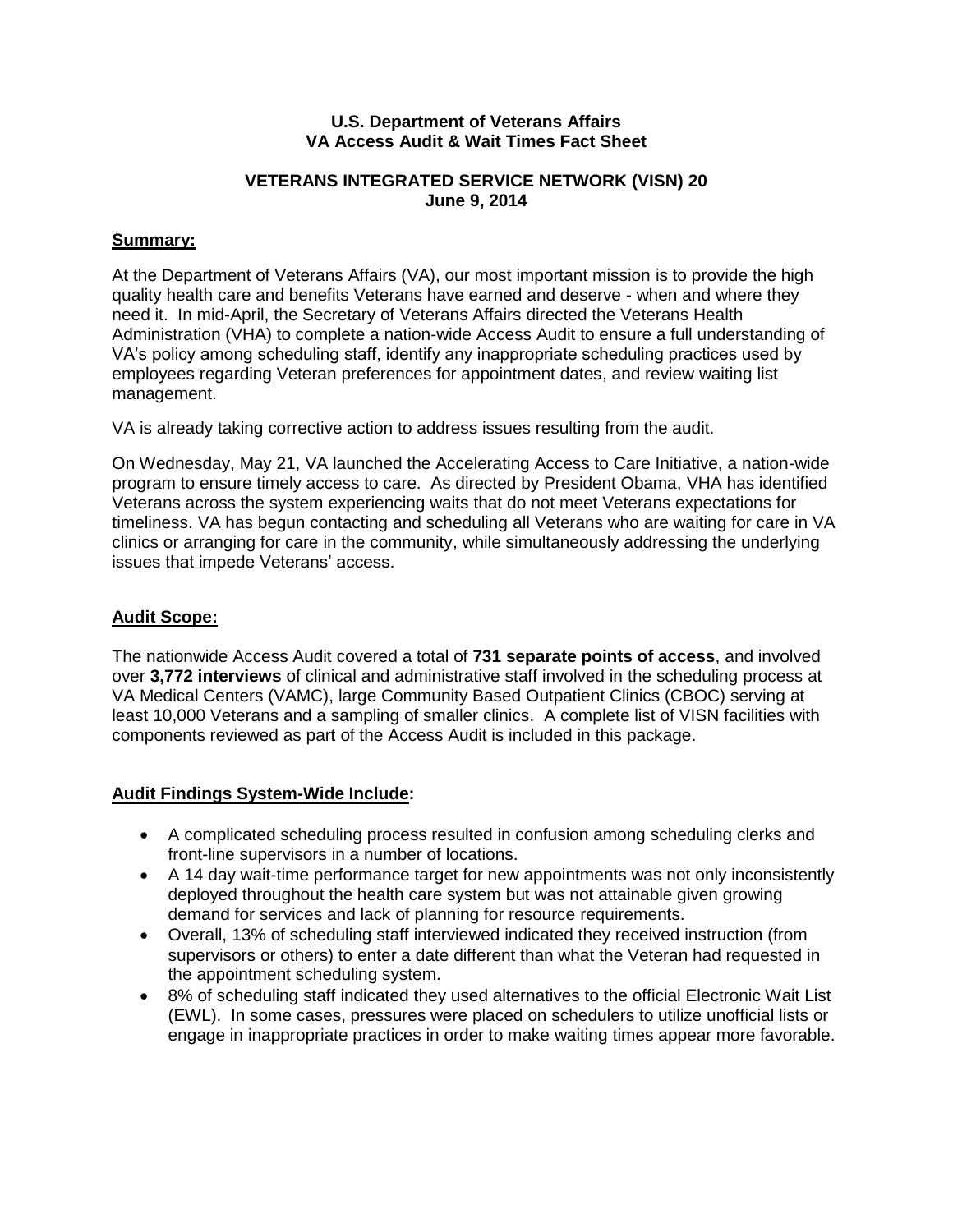**U.S. Department of Veterans Affairs**
**VA Access Audit & Wait Times Fact Sheet**

**VETERANS INTEGRATED SERVICE NETWORK (VISN) 20**
**June 9, 2014**

## Summary:

At the Department of Veterans Affairs (VA), our most important mission is to provide the high quality health care and benefits Veterans have earned and deserve - when and where they need it. In mid-April, the Secretary of Veterans Affairs directed the Veterans Health Administration (VHA) to complete a nation-wide Access Audit to ensure a full understanding of VA's policy among scheduling staff, identify any inappropriate scheduling practices used by employees regarding Veteran preferences for appointment dates, and review waiting list management.

VA is already taking corrective action to address issues resulting from the audit.

On Wednesday, May 21, VA launched the Accelerating Access to Care Initiative, a nation-wide program to ensure timely access to care. As directed by President Obama, VHA has identified Veterans across the system experiencing waits that do not meet Veterans expectations for timeliness. VA has begun contacting and scheduling all Veterans who are waiting for care in VA clinics or arranging for care in the community, while simultaneously addressing the underlying issues that impede Veterans' access.

## Audit Scope:

The nationwide Access Audit covered a total of **731 separate points of access**, and involved over **3,772 interviews** of clinical and administrative staff involved in the scheduling process at VA Medical Centers (VAMC), large Community Based Outpatient Clinics (CBOC) serving at least 10,000 Veterans and a sampling of smaller clinics. A complete list of VISN facilities with components reviewed as part of the Access Audit is included in this package.

## Audit Findings System-Wide Include:

- A complicated scheduling process resulted in confusion among scheduling clerks and front-line supervisors in a number of locations.
- A 14 day wait-time performance target for new appointments was not only inconsistently deployed throughout the health care system but was not attainable given growing demand for services and lack of planning for resource requirements.
- Overall, 13% of scheduling staff interviewed indicated they received instruction (from supervisors or others) to enter a date different than what the Veteran had requested in the appointment scheduling system.
- 8% of scheduling staff indicated they used alternatives to the official Electronic Wait List (EWL). In some cases, pressures were placed on schedulers to utilize unofficial lists or engage in inappropriate practices in order to make waiting times appear more favorable.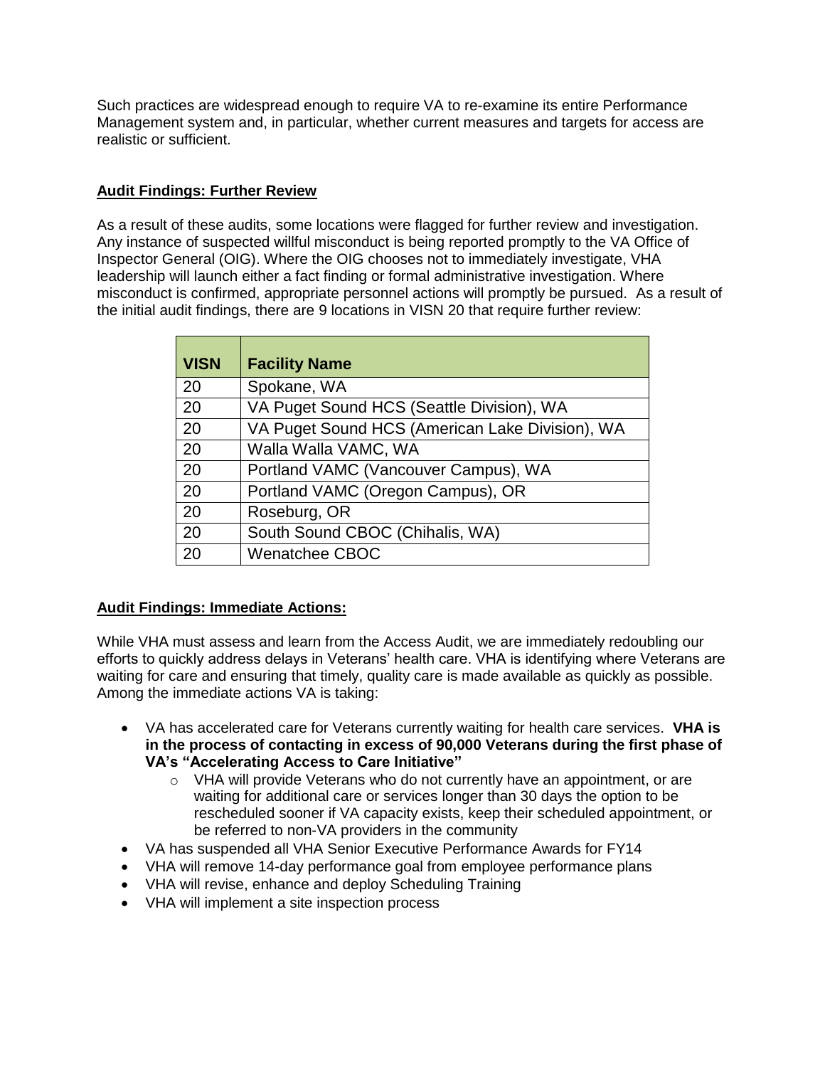Such practices are widespread enough to require VA to re-examine its entire Performance Management system and, in particular, whether current measures and targets for access are realistic or sufficient.

**Audit Findings: Further Review**

As a result of these audits, some locations were flagged for further review and investigation. Any instance of suspected willful misconduct is being reported promptly to the VA Office of Inspector General (OIG). Where the OIG chooses not to immediately investigate, VHA leadership will launch either a fact finding or formal administrative investigation. Where misconduct is confirmed, appropriate personnel actions will promptly be pursued. As a result of the initial audit findings, there are 9 locations in VISN 20 that require further review:

| VISN | Facility Name |
|---|---|
| 20 | Spokane, WA |
| 20 | VA Puget Sound HCS (Seattle Division), WA |
| 20 | VA Puget Sound HCS (American Lake Division), WA |
| 20 | Walla Walla VAMC, WA |
| 20 | Portland VAMC (Vancouver Campus), WA |
| 20 | Portland VAMC (Oregon Campus), OR |
| 20 | Roseburg, OR |
| 20 | South Sound CBOC (Chihalis, WA) |
| 20 | Wenatchee CBOC |

**Audit Findings: Immediate Actions:**

While VHA must assess and learn from the Access Audit, we are immediately redoubling our efforts to quickly address delays in Veterans' health care. VHA is identifying where Veterans are waiting for care and ensuring that timely, quality care is made available as quickly as possible. Among the immediate actions VA is taking:

- VA has accelerated care for Veterans currently waiting for health care services. **VHA is in the process of contacting in excess of 90,000 Veterans during the first phase of VA's "Accelerating Access to Care Initiative"**
    - VHA will provide Veterans who do not currently have an appointment, or are waiting for additional care or services longer than 30 days the option to be rescheduled sooner if VA capacity exists, keep their scheduled appointment, or be referred to non-VA providers in the community
- VA has suspended all VHA Senior Executive Performance Awards for FY14
- VHA will remove 14-day performance goal from employee performance plans
- VHA will revise, enhance and deploy Scheduling Training
- VHA will implement a site inspection process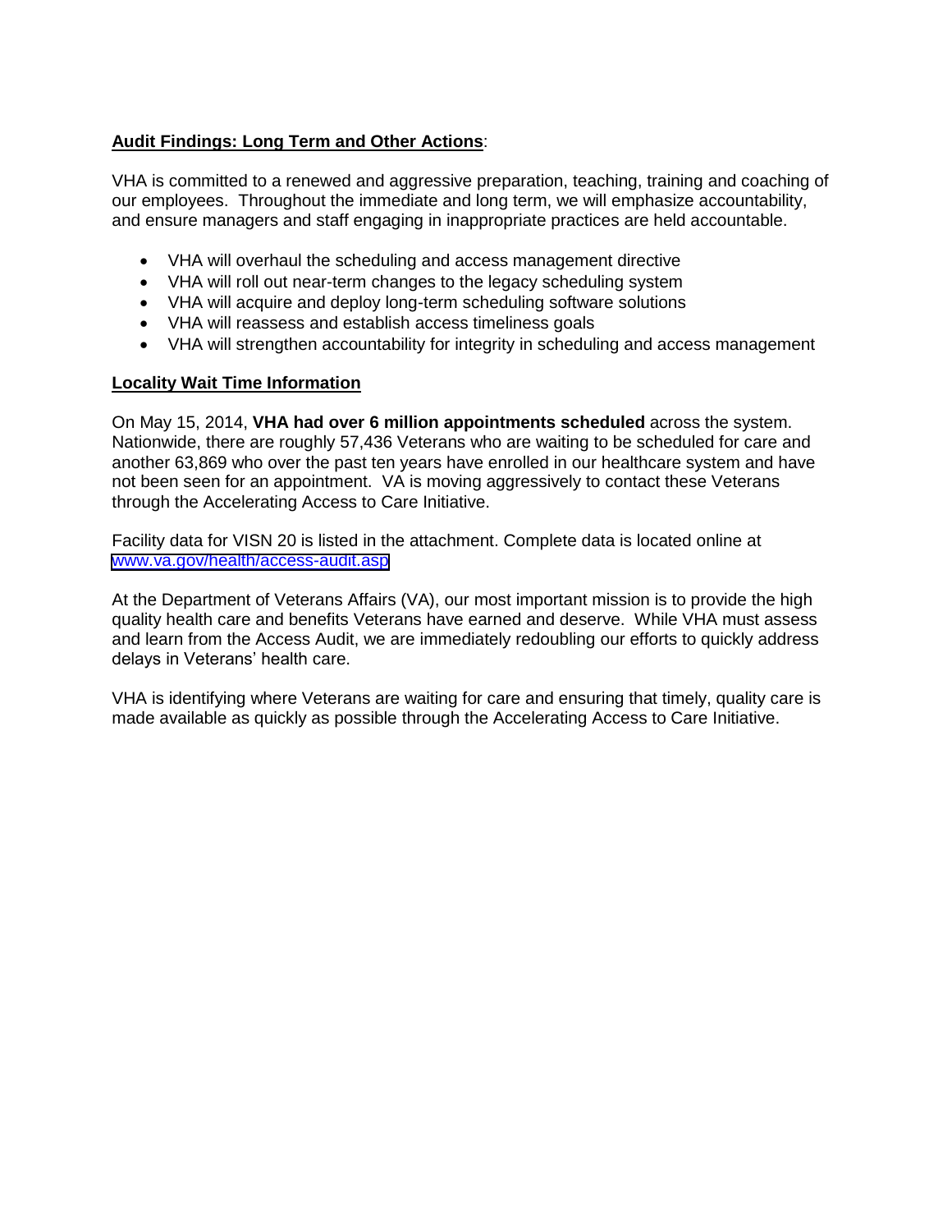**Audit Findings: Long Term and Other Actions**:

VHA is committed to a renewed and aggressive preparation, teaching, training and coaching of our employees. Throughout the immediate and long term, we will emphasize accountability, and ensure managers and staff engaging in inappropriate practices are held accountable.

- VHA will overhaul the scheduling and access management directive
- VHA will roll out near-term changes to the legacy scheduling system
- VHA will acquire and deploy long-term scheduling software solutions
- VHA will reassess and establish access timeliness goals
- VHA will strengthen accountability for integrity in scheduling and access management

**Locality Wait Time Information**

On May 15, 2014, **VHA had over 6 million appointments scheduled** across the system. Nationwide, there are roughly 57,436 Veterans who are waiting to be scheduled for care and another 63,869 who over the past ten years have enrolled in our healthcare system and have not been seen for an appointment. VA is moving aggressively to contact these Veterans through the Accelerating Access to Care Initiative.

Facility data for VISN 20 is listed in the attachment. Complete data is located online at [www.va.gov/health/access-audit.asp](www.va.gov/health/access-audit.asp)

At the Department of Veterans Affairs (VA), our most important mission is to provide the high quality health care and benefits Veterans have earned and deserve. While VHA must assess and learn from the Access Audit, we are immediately redoubling our efforts to quickly address delays in Veterans' health care.

VHA is identifying where Veterans are waiting for care and ensuring that timely, quality care is made available as quickly as possible through the Accelerating Access to Care Initiative.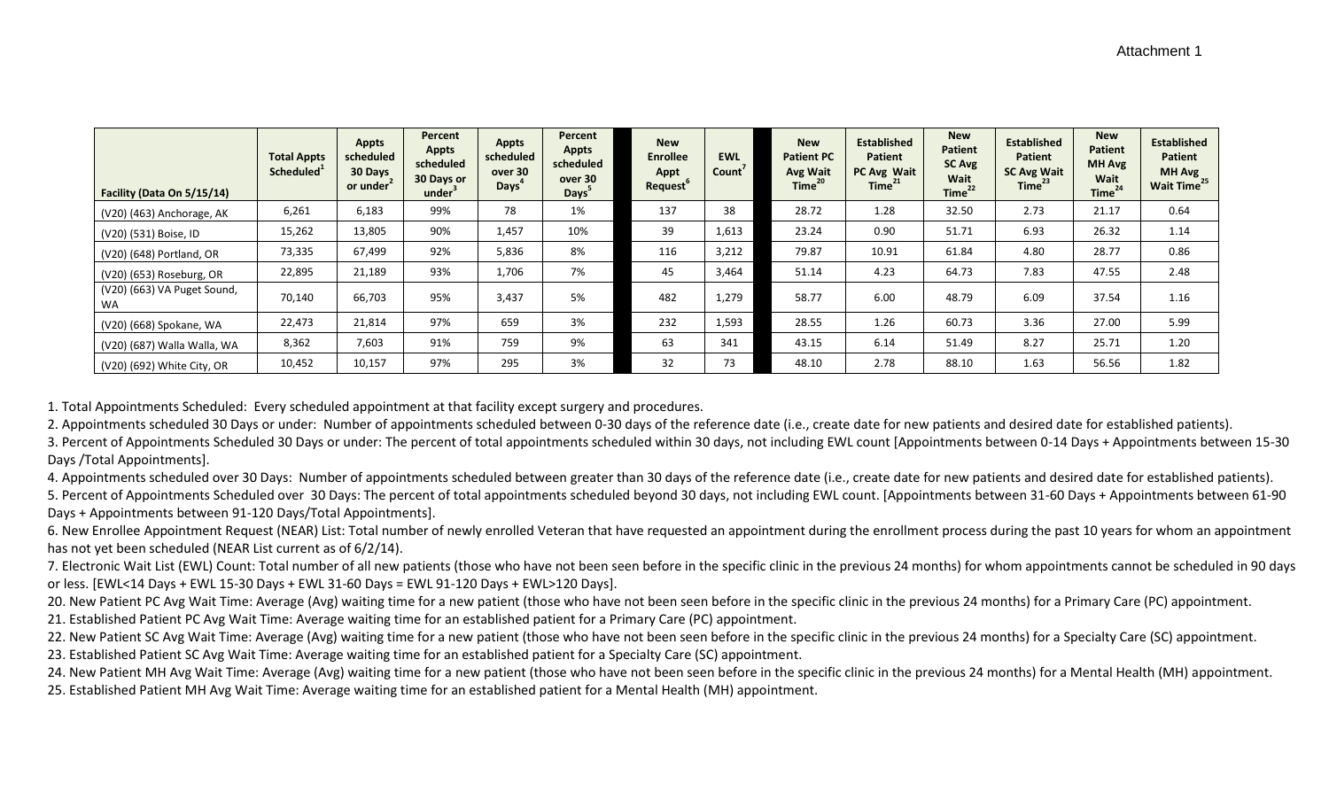Attachment 1

| Facility (Data On 5/15/14) | Total Appts Scheduled[1] | Appts scheduled 30 Days or under[2] | Percent Appts scheduled 30 Days or under[3] | Appts scheduled over 30 Days[4] | Percent Appts scheduled over 30 Days[5] | New Enrollee Appt Request[6] | EWL Count[7] | New Patient PC Avg Wait Time[20] | Established Patient PC Avg Wait Time[21] | New Patient SC Avg Wait Time[22] | Established Patient SC Avg Wait Time[23] | New Patient MH Avg Wait Time[24] | Established Patient MH Avg Wait Time[25] |
|---|---|---|---|---|---|---|---|---|---|---|---|---|---|
| (V20) (463) Anchorage, AK | 6,261 | 6,183 | 99% | 78 | 1% | 137 | 38 | 28.72 | 1.28 | 32.50 | 2.73 | 21.17 | 0.64 |
| (V20) (531) Boise, ID | 15,262 | 13,805 | 90% | 1,457 | 10% | 39 | 1,613 | 23.24 | 0.90 | 51.71 | 6.93 | 26.32 | 1.14 |
| (V20) (648) Portland, OR | 73,335 | 67,499 | 92% | 5,836 | 8% | 116 | 3,212 | 79.87 | 10.91 | 61.84 | 4.80 | 28.77 | 0.86 |
| (V20) (653) Roseburg, OR | 22,895 | 21,189 | 93% | 1,706 | 7% | 45 | 3,464 | 51.14 | 4.23 | 64.73 | 7.83 | 47.55 | 2.48 |
| (V20) (663) VA Puget Sound, WA | 70,140 | 66,703 | 95% | 3,437 | 5% | 482 | 1,279 | 58.77 | 6.00 | 48.79 | 6.09 | 37.54 | 1.16 |
| (V20) (668) Spokane, WA | 22,473 | 21,814 | 97% | 659 | 3% | 232 | 1,593 | 28.55 | 1.26 | 60.73 | 3.36 | 27.00 | 5.99 |
| (V20) (687) Walla Walla, WA | 8,362 | 7,603 | 91% | 759 | 9% | 63 | 341 | 43.15 | 6.14 | 51.49 | 8.27 | 25.71 | 1.20 |
| (V20) (692) White City, OR | 10,452 | 10,157 | 97% | 295 | 3% | 32 | 73 | 48.10 | 2.78 | 88.10 | 1.63 | 56.56 | 1.82 |

1. Total Appointments Scheduled: Every scheduled appointment at that facility except surgery and procedures.
2. Appointments scheduled 30 Days or under: Number of appointments scheduled between 0-30 days of the reference date (i.e., create date for new patients and desired date for established patients).
3. Percent of Appointments Scheduled 30 Days or under: The percent of total appointments scheduled within 30 days, not including EWL count [Appointments between 0-14 Days + Appointments between 15-30 Days /Total Appointments].
4. Appointments scheduled over 30 Days: Number of appointments scheduled between greater than 30 days of the reference date (i.e., create date for new patients and desired date for established patients).
5. Percent of Appointments Scheduled over 30 Days: The percent of total appointments scheduled beyond 30 days, not including EWL count. [Appointments between 31-60 Days + Appointments between 61-90 Days + Appointments between 91-120 Days/Total Appointments].
6. New Enrollee Appointment Request (NEAR) List: Total number of newly enrolled Veteran that have requested an appointment during the enrollment process during the past 10 years for whom an appointment has not yet been scheduled (NEAR List current as of 6/2/14).
7. Electronic Wait List (EWL) Count: Total number of all new patients (those who have not been seen before in the specific clinic in the previous 24 months) for whom appointments cannot be scheduled in 90 days or less. [EWL<14 Days + EWL 15-30 Days + EWL 31-60 Days = EWL 91-120 Days + EWL>120 Days].
20. New Patient PC Avg Wait Time: Average (Avg) waiting time for a new patient (those who have not been seen before in the specific clinic in the previous 24 months) for a Primary Care (PC) appointment.
21. Established Patient PC Avg Wait Time: Average waiting time for an established patient for a Primary Care (PC) appointment.
22. New Patient SC Avg Wait Time: Average (Avg) waiting time for a new patient (those who have not been seen before in the specific clinic in the previous 24 months) for a Specialty Care (SC) appointment.
23. Established Patient SC Avg Wait Time: Average waiting time for an established patient for a Specialty Care (SC) appointment.
24. New Patient MH Avg Wait Time: Average (Avg) waiting time for a new patient (those who have not been seen before in the specific clinic in the previous 24 months) for a Mental Health (MH) appointment.
25. Established Patient MH Avg Wait Time: Average waiting time for an established patient for a Mental Health (MH) appointment.